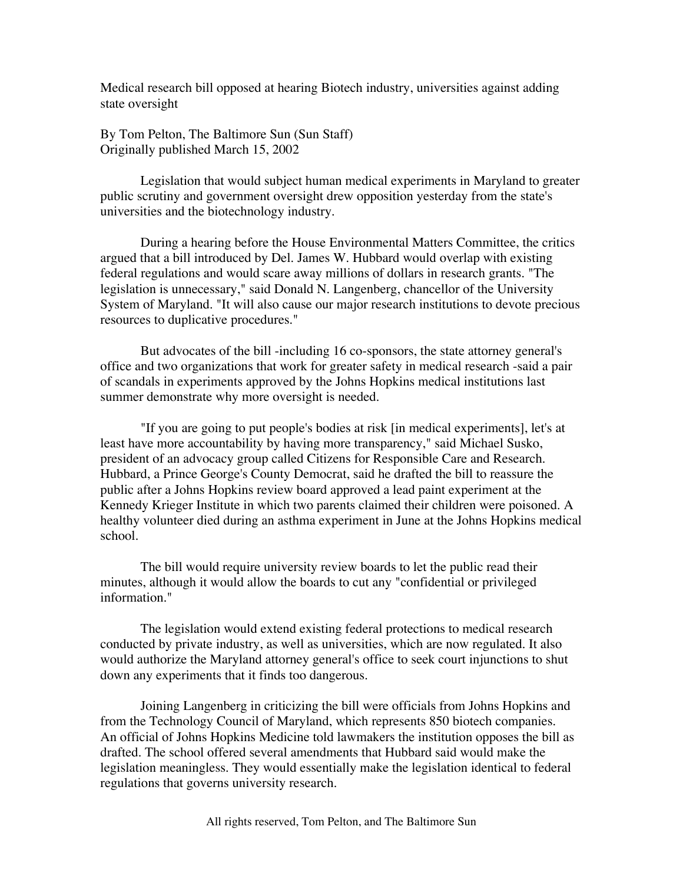Medical research bill opposed at hearing Biotech industry, universities against adding state oversight

By Tom Pelton, The Baltimore Sun (Sun Staff)
Originally published March 15, 2002

Legislation that would subject human medical experiments in Maryland to greater public scrutiny and government oversight drew opposition yesterday from the state's universities and the biotechnology industry.

During a hearing before the House Environmental Matters Committee, the critics argued that a bill introduced by Del. James W. Hubbard would overlap with existing federal regulations and would scare away millions of dollars in research grants. "The legislation is unnecessary," said Donald N. Langenberg, chancellor of the University System of Maryland. "It will also cause our major research institutions to devote precious resources to duplicative procedures."

But advocates of the bill -including 16 co-sponsors, the state attorney general's office and two organizations that work for greater safety in medical research -said a pair of scandals in experiments approved by the Johns Hopkins medical institutions last summer demonstrate why more oversight is needed.

"If you are going to put people's bodies at risk [in medical experiments], let's at least have more accountability by having more transparency," said Michael Susko, president of an advocacy group called Citizens for Responsible Care and Research. Hubbard, a Prince George's County Democrat, said he drafted the bill to reassure the public after a Johns Hopkins review board approved a lead paint experiment at the Kennedy Krieger Institute in which two parents claimed their children were poisoned. A healthy volunteer died during an asthma experiment in June at the Johns Hopkins medical school.

The bill would require university review boards to let the public read their minutes, although it would allow the boards to cut any "confidential or privileged information."

The legislation would extend existing federal protections to medical research conducted by private industry, as well as universities, which are now regulated. It also would authorize the Maryland attorney general's office to seek court injunctions to shut down any experiments that it finds too dangerous.

Joining Langenberg in criticizing the bill were officials from Johns Hopkins and from the Technology Council of Maryland, which represents 850 biotech companies. An official of Johns Hopkins Medicine told lawmakers the institution opposes the bill as drafted. The school offered several amendments that Hubbard said would make the legislation meaningless. They would essentially make the legislation identical to federal regulations that governs university research.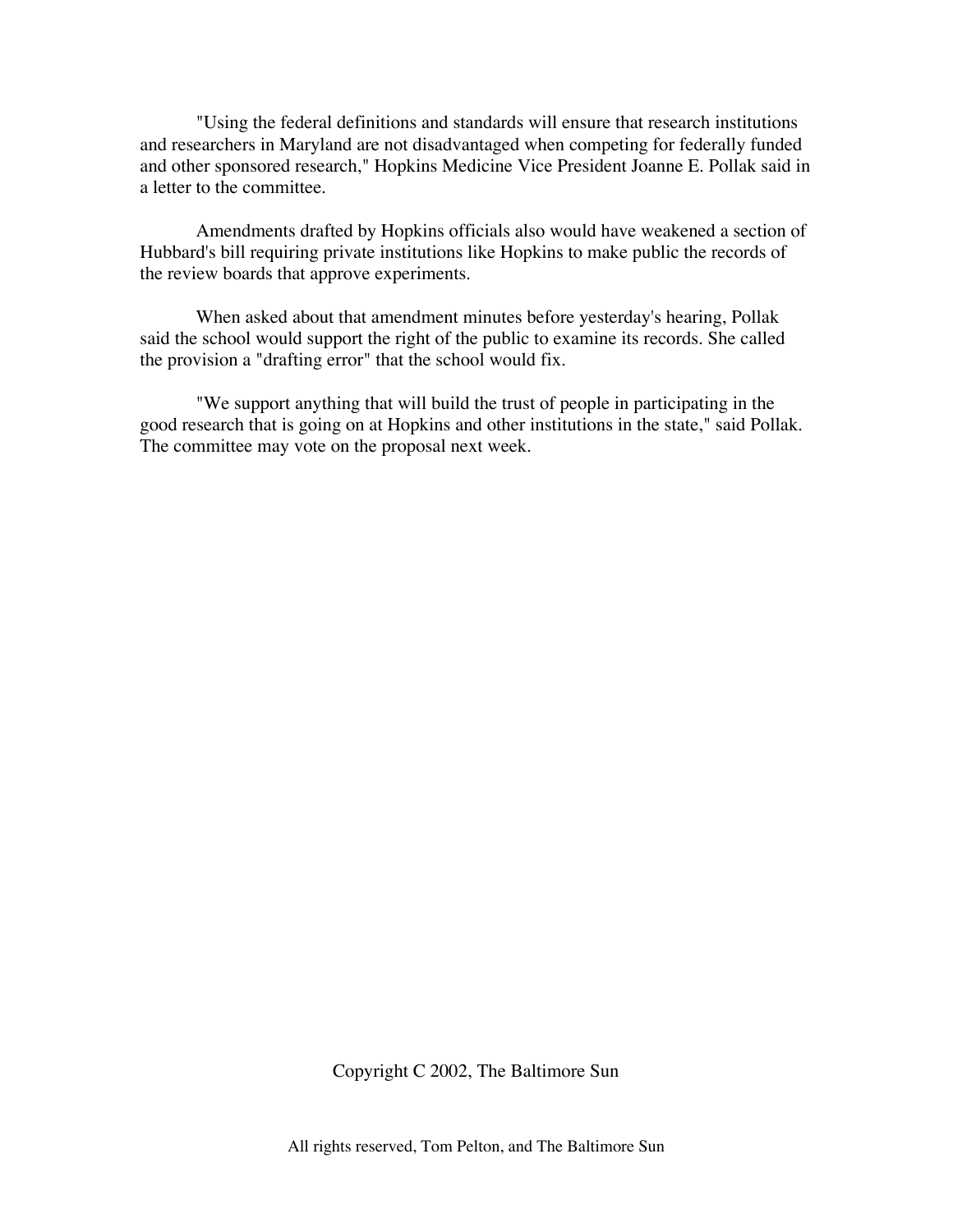"Using the federal definitions and standards will ensure that research institutions and researchers in Maryland are not disadvantaged when competing for federally funded and other sponsored research," Hopkins Medicine Vice President Joanne E. Pollak said in a letter to the committee.

Amendments drafted by Hopkins officials also would have weakened a section of Hubbard's bill requiring private institutions like Hopkins to make public the records of the review boards that approve experiments.

When asked about that amendment minutes before yesterday's hearing, Pollak said the school would support the right of the public to examine its records. She called the provision a "drafting error" that the school would fix.

"We support anything that will build the trust of people in participating in the good research that is going on at Hopkins and other institutions in the state," said Pollak. The committee may vote on the proposal next week.

Copyright C 2002, The Baltimore Sun

All rights reserved, Tom Pelton, and The Baltimore Sun